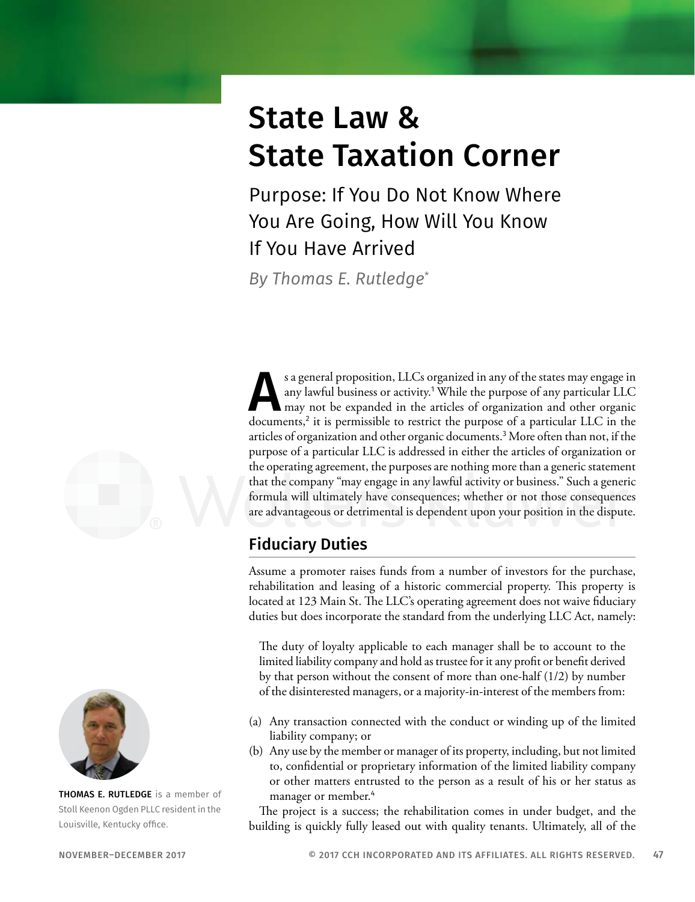# State Law & State Taxation Corner

## Purpose: If You Do Not Know Where You Are Going, How Will You Know If You Have Arrived

*By Thomas E. Rutledge**

**THOMAS E. RUTLEDGE** is a member of Stoll Keenon Ogden PLLC resident in the Louisville, Kentucky office.

As a general proposition, LLCs organized in any of the states may engage in any lawful business or activity.[1] While the purpose of any particular LLC may not be expanded in the articles of organization and other organic documents,[2] it is permissible to restrict the purpose of a particular LLC in the articles of organization and other organic documents.[3] More often than not, if the purpose of a particular LLC is addressed in either the articles of organization or the operating agreement, the purposes are nothing more than a generic statement that the company "may engage in any lawful activity or business." Such a generic formula will ultimately have consequences; whether or not those consequences are advantageous or detrimental is dependent upon your position in the dispute.

## Fiduciary Duties

Assume a promoter raises funds from a number of investors for the purchase, rehabilitation and leasing of a historic commercial property. This property is located at 123 Main St. The LLC's operating agreement does not waive fiduciary duties but does incorporate the standard from the underlying LLC Act, namely:

> The duty of loyalty applicable to each manager shall be to account to the limited liability company and hold as trustee for it any profit or benefit derived by that person without the consent of more than one-half (1/2) by number of the disinterested managers, or a majority-in-interest of the members from:

(a) Any transaction connected with the conduct or winding up of the limited liability company; or
(b) Any use by the member or manager of its property, including, but not limited to, confidential or proprietary information of the limited liability company or other matters entrusted to the person as a result of his or her status as manager or member.[4]

The project is a success; the rehabilitation comes in under budget, and the building is quickly fully leased out with quality tenants. Ultimately, all of the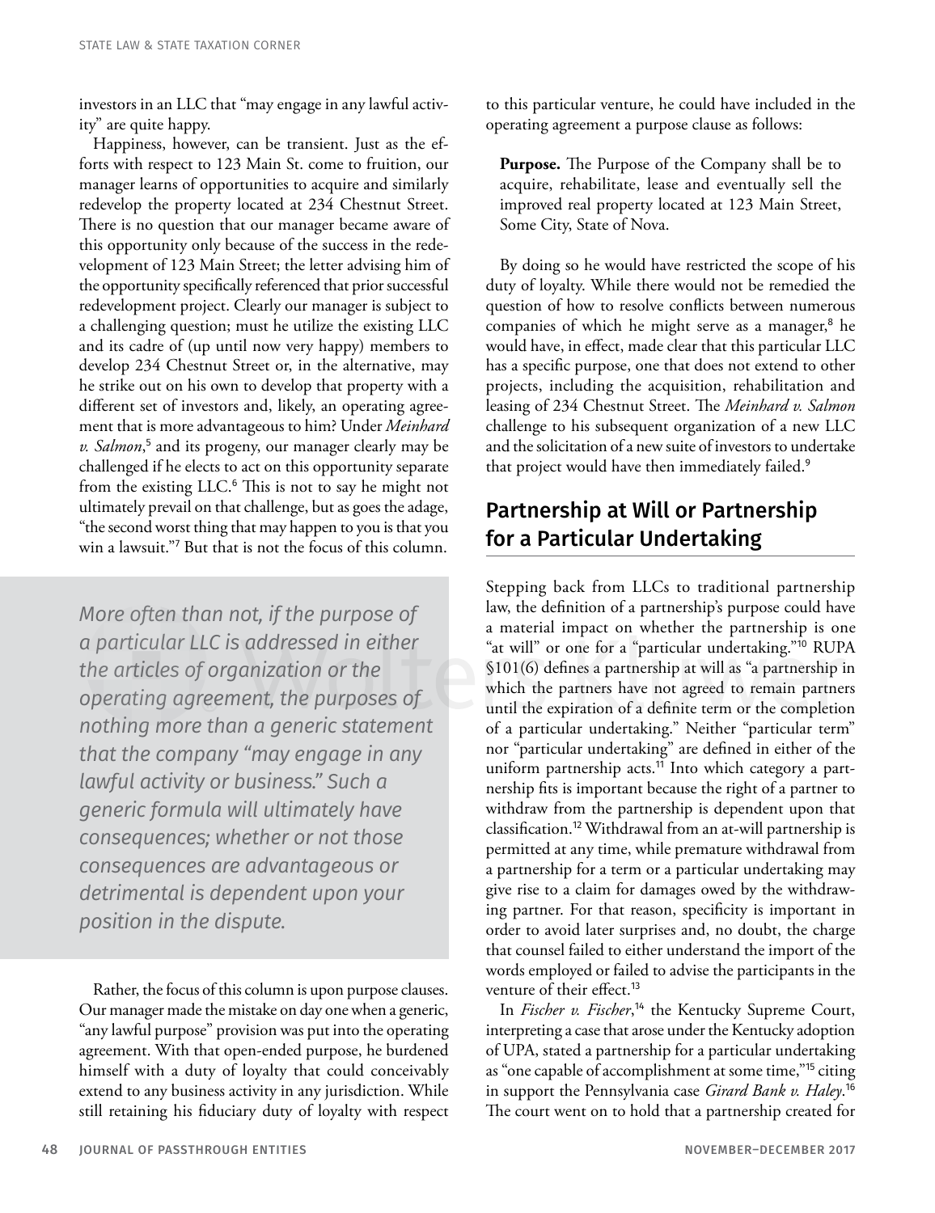investors in an LLC that "may engage in any lawful activity" are quite happy.

Happiness, however, can be transient. Just as the efforts with respect to 123 Main St. come to fruition, our manager learns of opportunities to acquire and similarly redevelop the property located at 234 Chestnut Street. There is no question that our manager became aware of this opportunity only because of the success in the redevelopment of 123 Main Street; the letter advising him of the opportunity specifically referenced that prior successful redevelopment project. Clearly our manager is subject to a challenging question; must he utilize the existing LLC and its cadre of (up until now very happy) members to develop 234 Chestnut Street or, in the alternative, may he strike out on his own to develop that property with a different set of investors and, likely, an operating agreement that is more advantageous to him? Under *Meinhard v. Salmon*,[5] and its progeny, our manager clearly may be challenged if he elects to act on this opportunity separate from the existing LLC.[6] This is not to say he might not ultimately prevail on that challenge, but as goes the adage, "the second worst thing that may happen to you is that you win a lawsuit."[7] But that is not the focus of this column.

> *More often than not, if the purpose of a particular LLC is addressed in either the articles of organization or the operating agreement, the purposes of nothing more than a generic statement that the company "may engage in any lawful activity or business." Such a generic formula will ultimately have consequences; whether or not those consequences are advantageous or detrimental is dependent upon your position in the dispute.*

Rather, the focus of this column is upon purpose clauses. Our manager made the mistake on day one when a generic, "any lawful purpose" provision was put into the operating agreement. With that open-ended purpose, he burdened himself with a duty of loyalty that could conceivably extend to any business activity in any jurisdiction. While still retaining his fiduciary duty of loyalty with respect to this particular venture, he could have included in the operating agreement a purpose clause as follows:

> **Purpose.** The Purpose of the Company shall be to acquire, rehabilitate, lease and eventually sell the improved real property located at 123 Main Street, Some City, State of Nova.

By doing so he would have restricted the scope of his duty of loyalty. While there would not be remedied the question of how to resolve conflicts between numerous companies of which he might serve as a manager,[8] he would have, in effect, made clear that this particular LLC has a specific purpose, one that does not extend to other projects, including the acquisition, rehabilitation and leasing of 234 Chestnut Street. The *Meinhard v. Salmon* challenge to his subsequent organization of a new LLC and the solicitation of a new suite of investors to undertake that project would have then immediately failed.[9]

## Partnership at Will or Partnership for a Particular Undertaking

Stepping back from LLCs to traditional partnership law, the definition of a partnership's purpose could have a material impact on whether the partnership is one "at will" or one for a "particular undertaking."[10] RUPA §101(6) defines a partnership at will as "a partnership in which the partners have not agreed to remain partners until the expiration of a definite term or the completion of a particular undertaking." Neither "particular term" nor "particular undertaking" are defined in either of the uniform partnership acts.[11] Into which category a partnership fits is important because the right of a partner to withdraw from the partnership is dependent upon that classification.[12] Withdrawal from an at-will partnership is permitted at any time, while premature withdrawal from a partnership for a term or a particular undertaking may give rise to a claim for damages owed by the withdrawing partner. For that reason, specificity is important in order to avoid later surprises and, no doubt, the charge that counsel failed to either understand the import of the words employed or failed to advise the participants in the venture of their effect.[13]

In *Fischer v. Fischer*,[14] the Kentucky Supreme Court, interpreting a case that arose under the Kentucky adoption of UPA, stated a partnership for a particular undertaking as "one capable of accomplishment at some time,"[15] citing in support the Pennsylvania case *Girard Bank v. Haley*.[16] The court went on to hold that a partnership created for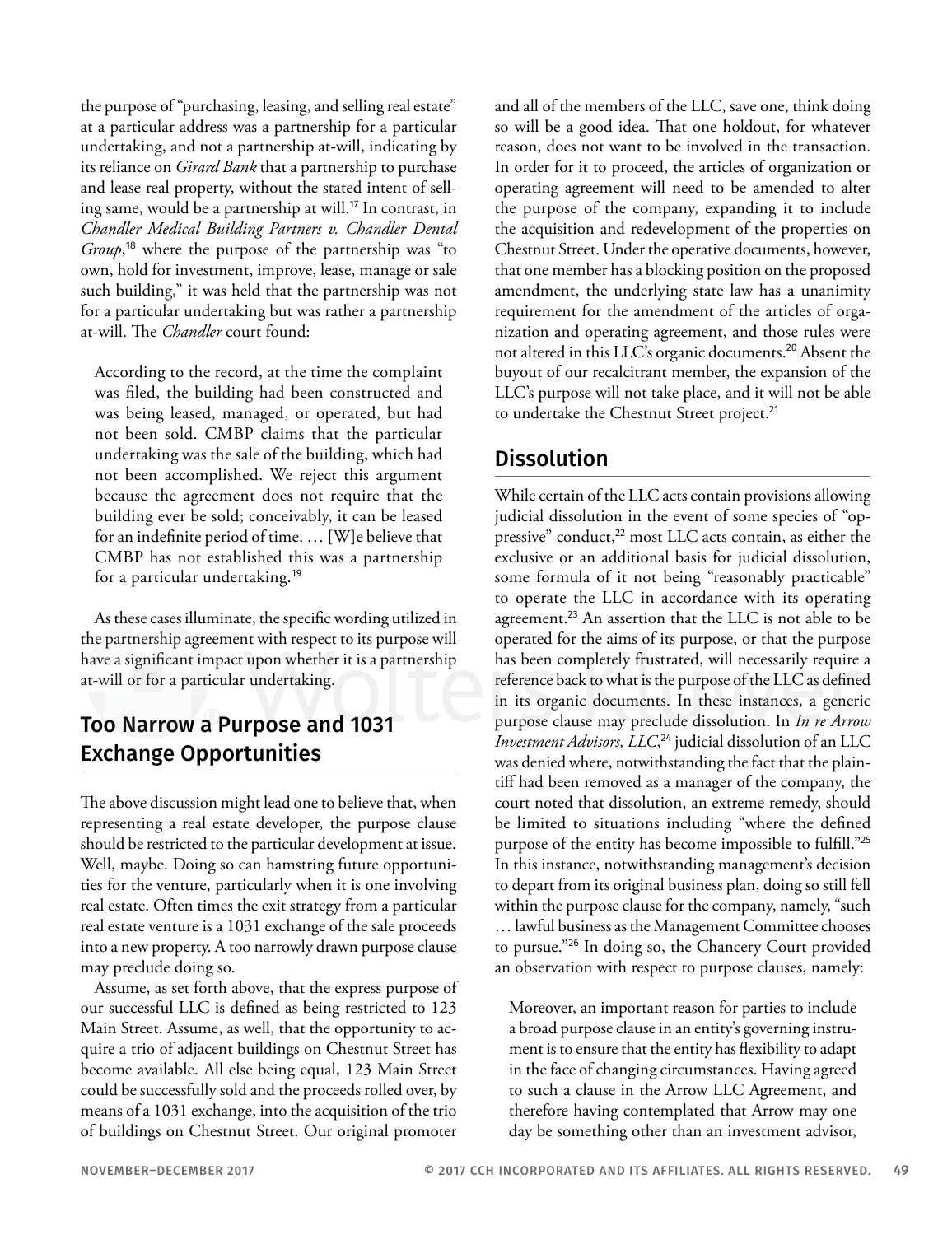the purpose of "purchasing, leasing, and selling real estate" at a particular address was a partnership for a particular undertaking, and not a partnership at-will, indicating by its reliance on *Girard Bank* that a partnership to purchase and lease real property, without the stated intent of selling same, would be a partnership at will.[17] In contrast, in *Chandler Medical Building Partners v. Chandler Dental Group*,[18] where the purpose of the partnership was "to own, hold for investment, improve, lease, manage or sale such building," it was held that the partnership was not for a particular undertaking but was rather a partnership at-will. The *Chandler* court found:

> According to the record, at the time the complaint was filed, the building had been constructed and was being leased, managed, or operated, but had not been sold. CMBP claims that the particular undertaking was the sale of the building, which had not been accomplished. We reject this argument because the agreement does not require that the building ever be sold; conceivably, it can be leased for an indefinite period of time. … [W]e believe that CMBP has not established this was a partnership for a particular undertaking.[19]

As these cases illuminate, the specific wording utilized in the partnership agreement with respect to its purpose will have a significant impact upon whether it is a partnership at-will or for a particular undertaking.

## Too Narrow a Purpose and 1031 Exchange Opportunities

The above discussion might lead one to believe that, when representing a real estate developer, the purpose clause should be restricted to the particular development at issue. Well, maybe. Doing so can hamstring future opportunities for the venture, particularly when it is one involving real estate. Often times the exit strategy from a particular real estate venture is a 1031 exchange of the sale proceeds into a new property. A too narrowly drawn purpose clause may preclude doing so.

Assume, as set forth above, that the express purpose of our successful LLC is defined as being restricted to 123 Main Street. Assume, as well, that the opportunity to acquire a trio of adjacent buildings on Chestnut Street has become available. All else being equal, 123 Main Street could be successfully sold and the proceeds rolled over, by means of a 1031 exchange, into the acquisition of the trio of buildings on Chestnut Street. Our original promoter and all of the members of the LLC, save one, think doing so will be a good idea. That one holdout, for whatever reason, does not want to be involved in the transaction. In order for it to proceed, the articles of organization or operating agreement will need to be amended to alter the purpose of the company, expanding it to include the acquisition and redevelopment of the properties on Chestnut Street. Under the operative documents, however, that one member has a blocking position on the proposed amendment, the underlying state law has a unanimity requirement for the amendment of the articles of organization and operating agreement, and those rules were not altered in this LLC's organic documents.[20] Absent the buyout of our recalcitrant member, the expansion of the LLC's purpose will not take place, and it will not be able to undertake the Chestnut Street project.[21]

## Dissolution

While certain of the LLC acts contain provisions allowing judicial dissolution in the event of some species of "oppressive" conduct,[22] most LLC acts contain, as either the exclusive or an additional basis for judicial dissolution, some formula of it not being "reasonably practicable" to operate the LLC in accordance with its operating agreement.[23] An assertion that the LLC is not able to be operated for the aims of its purpose, or that the purpose has been completely frustrated, will necessarily require a reference back to what is the purpose of the LLC as defined in its organic documents. In these instances, a generic purpose clause may preclude dissolution. In *In re Arrow Investment Advisors, LLC*,[24] judicial dissolution of an LLC was denied where, notwithstanding the fact that the plaintiff had been removed as a manager of the company, the court noted that dissolution, an extreme remedy, should be limited to situations including "where the defined purpose of the entity has become impossible to fulfill."[25] In this instance, notwithstanding management's decision to depart from its original business plan, doing so still fell within the purpose clause for the company, namely, "such … lawful business as the Management Committee chooses to pursue."[26] In doing so, the Chancery Court provided an observation with respect to purpose clauses, namely:

> Moreover, an important reason for parties to include a broad purpose clause in an entity's governing instrument is to ensure that the entity has flexibility to adapt in the face of changing circumstances. Having agreed to such a clause in the Arrow LLC Agreement, and therefore having contemplated that Arrow may one day be something other than an investment advisor,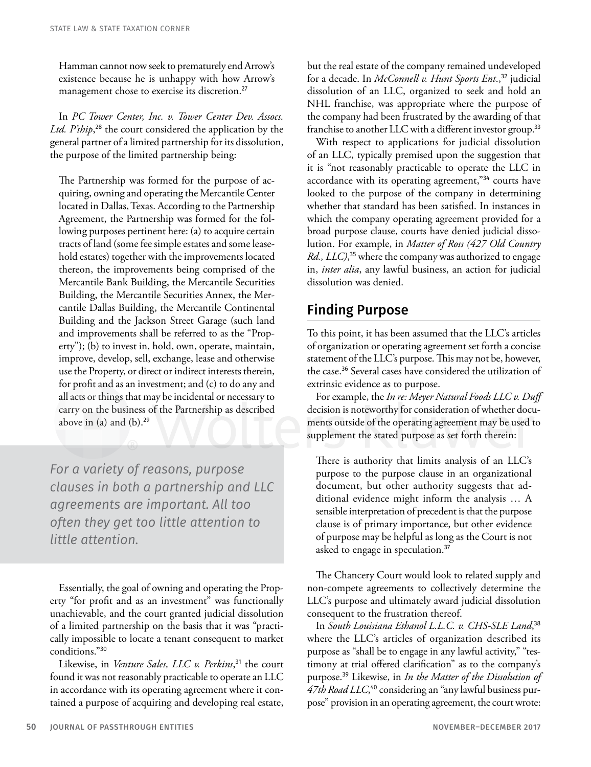> Hamman cannot now seek to prematurely end Arrow's existence because he is unhappy with how Arrow's management chose to exercise its discretion.[27]

In *PC Tower Center, Inc. v. Tower Center Dev. Assocs. Ltd. P'ship*,[28] the court considered the application by the general partner of a limited partnership for its dissolution, the purpose of the limited partnership being:

> The Partnership was formed for the purpose of acquiring, owning and operating the Mercantile Center located in Dallas, Texas. According to the Partnership Agreement, the Partnership was formed for the following purposes pertinent here: (a) to acquire certain tracts of land (some fee simple estates and some leasehold estates) together with the improvements located thereon, the improvements being comprised of the Mercantile Bank Building, the Mercantile Securities Building, the Mercantile Securities Annex, the Mercantile Dallas Building, the Mercantile Continental Building and the Jackson Street Garage (such land and improvements shall be referred to as the "Property"); (b) to invest in, hold, own, operate, maintain, improve, develop, sell, exchange, lease and otherwise use the Property, or direct or indirect interests therein, for profit and as an investment; and (c) to do any and all acts or things that may be incidental or necessary to carry on the business of the Partnership as described above in (a) and (b).[29]

*For a variety of reasons, purpose clauses in both a partnership and LLC agreements are important. All too often they get too little attention to little attention.*

Essentially, the goal of owning and operating the Property "for profit and as an investment" was functionally unachievable, and the court granted judicial dissolution of a limited partnership on the basis that it was "practically impossible to locate a tenant consequent to market conditions."[30]

Likewise, in *Venture Sales, LLC v. Perkins*,[31] the court found it was not reasonably practicable to operate an LLC in accordance with its operating agreement where it contained a purpose of acquiring and developing real estate, but the real estate of the company remained undeveloped for a decade. In *McConnell v. Hunt Sports Ent.*,[32] judicial dissolution of an LLC, organized to seek and hold an NHL franchise, was appropriate where the purpose of the company had been frustrated by the awarding of that franchise to another LLC with a different investor group.[33]

With respect to applications for judicial dissolution of an LLC, typically premised upon the suggestion that it is "not reasonably practicable to operate the LLC in accordance with its operating agreement,"[34] courts have looked to the purpose of the company in determining whether that standard has been satisfied. In instances in which the company operating agreement provided for a broad purpose clause, courts have denied judicial dissolution. For example, in *Matter of Ross (427 Old Country Rd., LLC)*,[35] where the company was authorized to engage in, *inter alia*, any lawful business, an action for judicial dissolution was denied.

## Finding Purpose

To this point, it has been assumed that the LLC's articles of organization or operating agreement set forth a concise statement of the LLC's purpose. This may not be, however, the case.[36] Several cases have considered the utilization of extrinsic evidence as to purpose.

For example, the *In re: Meyer Natural Foods LLC v. Duff* decision is noteworthy for consideration of whether documents outside of the operating agreement may be used to supplement the stated purpose as set forth therein:

> There is authority that limits analysis of an LLC's purpose to the purpose clause in an organizational document, but other authority suggests that additional evidence might inform the analysis … A sensible interpretation of precedent is that the purpose clause is of primary importance, but other evidence of purpose may be helpful as long as the Court is not asked to engage in speculation.[37]

The Chancery Court would look to related supply and non-compete agreements to collectively determine the LLC's purpose and ultimately award judicial dissolution consequent to the frustration thereof.

In *South Louisiana Ethanol L.L.C. v. CHS-SLE Land*,[38] where the LLC's articles of organization described its purpose as "shall be to engage in any lawful activity," "testimony at trial offered clarification" as to the company's purpose.[39] Likewise, in *In the Matter of the Dissolution of 47th Road LLC*,[40] considering an "any lawful business purpose" provision in an operating agreement, the court wrote: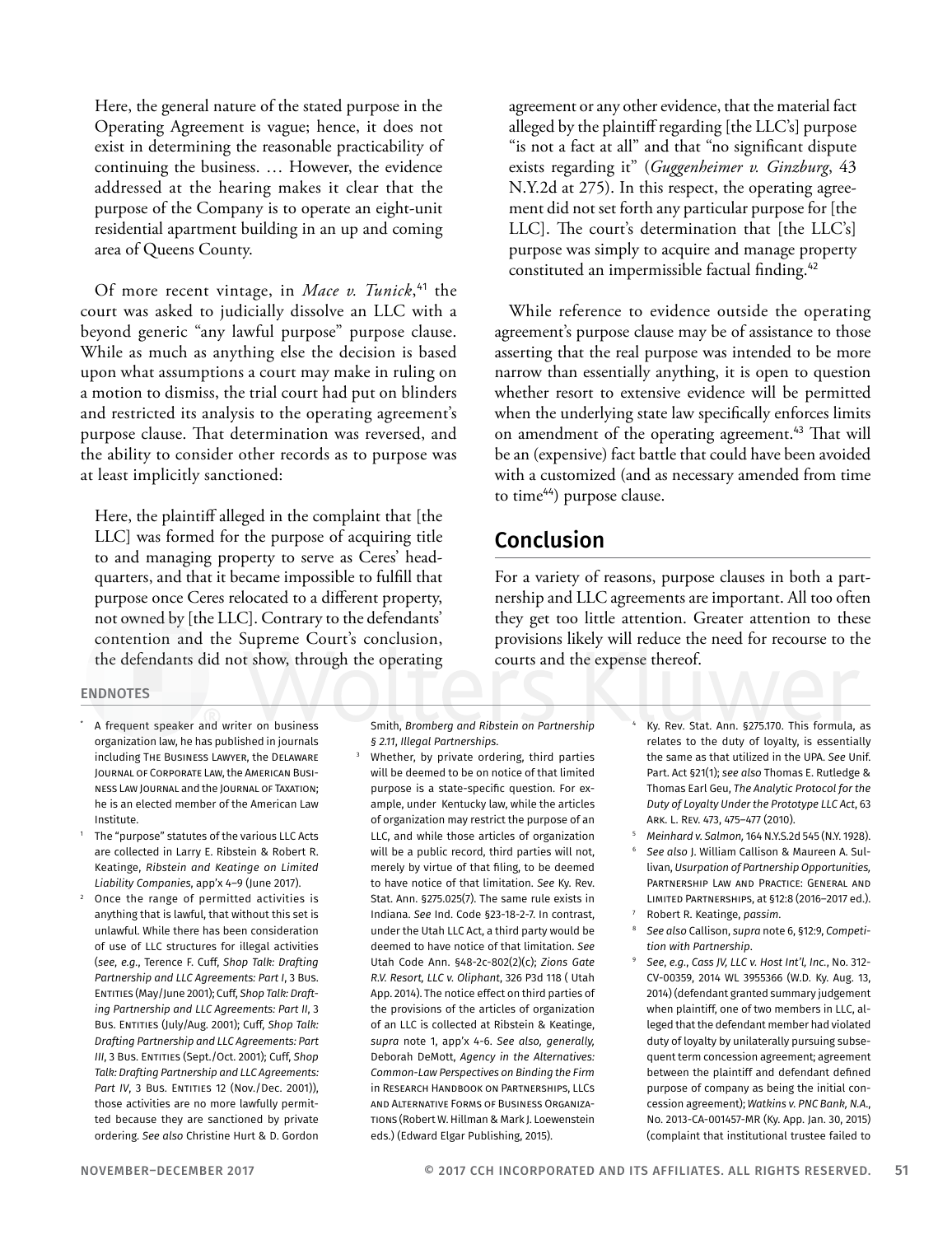> Here, the general nature of the stated purpose in the Operating Agreement is vague; hence, it does not exist in determining the reasonable practicability of continuing the business. … However, the evidence addressed at the hearing makes it clear that the purpose of the Company is to operate an eight-unit residential apartment building in an up and coming area of Queens County.

Of more recent vintage, in *Mace v. Tunick*,[41] the court was asked to judicially dissolve an LLC with a beyond generic "any lawful purpose" purpose clause. While as much as anything else the decision is based upon what assumptions a court may make in ruling on a motion to dismiss, the trial court had put on blinders and restricted its analysis to the operating agreement's purpose clause. That determination was reversed, and the ability to consider other records as to purpose was at least implicitly sanctioned:

> Here, the plaintiff alleged in the complaint that [the LLC] was formed for the purpose of acquiring title to and managing property to serve as Ceres' headquarters, and that it became impossible to fulfill that purpose once Ceres relocated to a different property, not owned by [the LLC]. Contrary to the defendants' contention and the Supreme Court's conclusion, the defendants did not show, through the operating agreement or any other evidence, that the material fact alleged by the plaintiff regarding [the LLC's] purpose "is not a fact at all" and that "no significant dispute exists regarding it" (*Guggenheimer v. Ginzburg*, 43 N.Y.2d at 275). In this respect, the operating agreement did not set forth any particular purpose for [the LLC]. The court's determination that [the LLC's] purpose was simply to acquire and manage property constituted an impermissible factual finding.[42]

While reference to evidence outside the operating agreement's purpose clause may be of assistance to those asserting that the real purpose was intended to be more narrow than essentially anything, it is open to question whether resort to extensive evidence will be permitted when the underlying state law specifically enforces limits on amendment of the operating agreement.[43] That will be an (expensive) fact battle that could have been avoided with a customized (and as necessary amended from time to time[44]) purpose clause.

## Conclusion

For a variety of reasons, purpose clauses in both a partnership and LLC agreements are important. All too often they get too little attention. Greater attention to these provisions likely will reduce the need for recourse to the courts and the expense thereof.

### ENDNOTES

\* A frequent speaker and writer on business organization law, he has published in journals including The Business Lawyer, the Delaware Journal of Corporate Law, the American Business Law Journal and the Journal of Taxation; he is an elected member of the American Law Institute.

1. The "purpose" statutes of the various LLC Acts are collected in Larry E. Ribstein & Robert R. Keatinge, *Ribstein and Keatinge on Limited Liability Companies*, app'x 4–9 (June 2017).

2. Once the range of permitted activities is anything that is lawful, that without this set is unlawful. While there has been consideration of use of LLC structures for illegal activities (*see, e.g.*, Terence F. Cuff, *Shop Talk: Drafting Partnership and LLC Agreements: Part I*, 3 Bus. Entities (May/June 2001); Cuff, *Shop Talk: Drafting Partnership and LLC Agreements: Part II*, 3 Bus. Entities (July/Aug. 2001); Cuff, *Shop Talk: Drafting Partnership and LLC Agreements: Part III*, 3 Bus. Entities (Sept./Oct. 2001); Cuff, *Shop Talk: Drafting Partnership and LLC Agreements: Part IV*, 3 Bus. Entities 12 (Nov./Dec. 2001)), those activities are no more lawfully permitted because they are sanctioned by private ordering. *See also* Christine Hurt & D. Gordon Smith, *Bromberg and Ribstein on Partnership § 2.11, Illegal Partnerships.*

3. Whether, by private ordering, third parties will be deemed to be on notice of that limited purpose is a state-specific question. For example, under Kentucky law, while the articles of organization may restrict the purpose of an LLC, and while those articles of organization will be a public record, third parties will not, merely by virtue of that filing, to be deemed to have notice of that limitation. *See* Ky. Rev. Stat. Ann. §275.025(7). The same rule exists in Indiana. *See* Ind. Code §23-18-2-7. In contrast, under the Utah LLC Act, a third party would be deemed to have notice of that limitation. *See* Utah Code Ann. §48-2c-802(2)(c); *Zions Gate R.V. Resort, LLC v. Oliphant*, 326 P3d 118 ( Utah App. 2014). The notice effect on third parties of the provisions of the articles of organization of an LLC is collected at Ribstein & Keatinge, *supra* note 1, app'x 4-6. *See also, generally,* Deborah DeMott, *Agency in the Alternatives: Common-Law Perspectives on Binding the Firm* in Research Handbook on Partnerships, LLCs and Alternative Forms of Business Organizations (Robert W. Hillman & Mark J. Loewenstein eds.) (Edward Elgar Publishing, 2015).

4. Ky. Rev. Stat. Ann. §275.170. This formula, as relates to the duty of loyalty, is essentially the same as that utilized in the UPA. *See* Unif. Part. Act §21(1); *see also* Thomas E. Rutledge & Thomas Earl Geu, *The Analytic Protocol for the Duty of Loyalty Under the Prototype LLC Act*, 63 Ark. L. Rev. 473, 475–477 (2010).

5. *Meinhard v. Salmon,* 164 N.Y.S.2d 545 (N.Y. 1928).

6. *See also* J. William Callison & Maureen A. Sullivan, *Usurpation of Partnership Opportunities,* Partnership Law and Practice: General and Limited Partnerships, at §12:8 (2016–2017 ed.).

7. Robert R. Keatinge, *passim*.

8. *See also* Callison, *supra* note 6, §12:9, *Competition with Partnership*.

9. *See*, *e.g.*, *Cass JV, LLC v. Host Int'l, Inc.*, No. 312-CV-00359, 2014 WL 3955366 (W.D. Ky. Aug. 13, 2014) (defendant granted summary judgement when plaintiff, one of two members in LLC, alleged that the defendant member had violated duty of loyalty by unilaterally pursuing subsequent term concession agreement; agreement between the plaintiff and defendant defined purpose of company as being the initial concession agreement); *Watkins v. PNC Bank, N.A.*, No. 2013-CA-001457-MR (Ky. App. Jan. 30, 2015) (complaint that institutional trustee failed to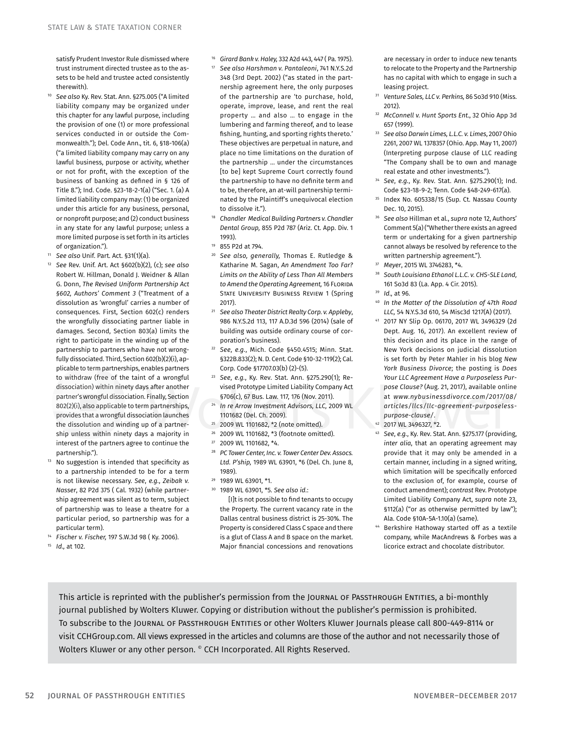satisfy Prudent Investor Rule dismissed where trust instrument directed trustee as to the assets to be held and trustee acted consistently therewith).

10 *See also* Ky. Rev. Stat. Ann. §275.005 ("A limited liability company may be organized under this chapter for any lawful purpose, including the provision of one (1) or more professional services conducted in or outside the Commonwealth."); Del. Code Ann., tit. 6, §18-106(a) ("a limited liability company may carry on any lawful business, purpose or activity, whether or not for profit, with the exception of the business of banking as defined in § 126 of Title 8."); Ind. Code. §23-18-2-1(a) ("Sec. 1. (a) A limited liability company may: (1) be organized under this article for any business, personal, or nonprofit purpose; and (2) conduct business in any state for any lawful purpose; unless a more limited purpose is set forth in its articles of organization.").

11 *See also* Unif. Part. Act. §31(1)(a).

12 *See* Rev. Unif. Art. Act §602(b)(2), (c); *see also* Robert W. Hillman, Donald J. Weidner & Allan G. Donn, *The Revised Uniform Partnership Act §602, Authors' Comment 3* ("Treatment of a dissolution as 'wrongful' carries a number of consequences. First, Section 602(c) renders the wrongfully dissociating partner liable in damages. Second, Section 803(a) limits the right to participate in the winding up of the partnership to partners who have not wrongfully dissociated. Third, Section 602(b)(2)(i), applicable to term partnerships, enables partners to withdraw (free of the taint of a wrongful dissociation) within ninety days after another partner's wrongful dissociation. Finally, Section 802(2)(i), also applicable to term partnerships, provides that a wrongful dissociation launches the dissolution and winding up of a partnership unless within ninety days a majority in interest of the partners agree to continue the partnership.").

13 No suggestion is intended that specificity as to a partnership intended to be for a term is not likewise necessary. *See, e.g.*, *Zeibak v. Nasser*, 82 P2d 375 ( Cal. 1932) (while partnership agreement was silent as to term, subject of partnership was to lease a theatre for a particular period, so partnership was for a particular term).

14 *Fischer v. Fischer,* 197 S.W.3d 98 ( Ky. 2006).

15 *Id.,* at 102.

16 *Girard Bank v. Haley,* 332 A2d 443, 447 ( Pa. 1975).

17 *See also Harshman v. Pantaleoni*, 741 N.Y.S.2d 348 (3rd Dept. 2002) ("as stated in the partnership agreement here, the only purposes of the partnership are 'to purchase, hold, operate, improve, lease, and rent the real property … and also … to engage in the lumbering and farming thereof, and to lease fishing, hunting, and sporting rights thereto.' These objectives are perpetual in nature, and place no time limitations on the duration of the partnership … under the circumstances [to be] kept Supreme Court correctly found the partnership to have no definite term and to be, therefore, an at-will partnership terminated by the Plaintiff's unequivocal election to dissolve it.").

18 *Chandler Medical Building Partners v. Chandler Dental Group,* 855 P2d 787 (Ariz. Ct. App. Div. 1 1993).

19 855 P2d at 794.

20 *See also, generally,* Thomas E. Rutledge & Katharine M. Sagan, *An Amendment Too Far? Limits on the Ability of Less Than All Members to Amend the Operating Agreement,* 16 Florida State University Business Review 1 (Spring 2017).

21 *See also Theater District Realty Corp. v. Appleby*, 986 N.Y.S.2d 113, 117 A.D.3d 596 (2014) (sale of building was outside ordinary course of corporation's business).

22 *See*, *e.g.*, Mich. Code §450.4515; Minn. Stat. §322B.833(2); N. D. Cent. Code §10-32-119(2); Cal. Corp. Code §17707.03(b) (2)-(5).

23 *See*, *e.g.*, Ky. Rev. Stat. Ann. §275.290(1); Revised Prototype Limited Liability Company Act §706(c), 67 Bus. Law. 117, 176 (Nov. 2011).

24 *In re Arrow Investment Advisors, LLC,* 2009 WL 1101682 (Del. Ch. 2009).

25 2009 WL 1101682, *2 (note omitted).

26 2009 WL 1101682, *3 (footnote omitted).

27 2009 WL 1101682, *4.

28 *PC Tower Center, Inc. v. Tower Center Dev. Assocs. Ltd. P'ship,* 1989 WL 63901, *6 (Del. Ch. June 8, 1989).

29 1989 WL 63901, *1.

30 1989 WL 63901, *5. *See also id.*:

[I]t is not possible to find tenants to occupy the Property. The current vacancy rate in the Dallas central business district is 25-30%. The Property is considered Class C space and there is a glut of Class A and B space on the market. Major financial concessions and renovations are necessary in order to induce new tenants to relocate to the Property and the Partnership has no capital with which to engage in such a leasing project.

31 *Venture Sales, LLC v. Perkins,* 86 So3d 910 (Miss. 2012).

32 *McConnell v. Hunt Sports Ent.*, 32 Ohio App 3d 657 (1999).

33 *See also Darwin Limes, L.L.C. v. Limes*, 2007 Ohio 2261, 2007 WL 1378357 (Ohio. App. May 11, 2007) (Interpreting purpose clause of LLC reading "The Company shall be to own and manage real estate and other investments.").

34 *See*, *e.g.*, Ky. Rev. Stat. Ann. §275.290(1); Ind. Code §23-18-9-2; Tenn. Code §48-249-617(a).

35 Index No. 605338/15 (Sup. Ct. Nassau County Dec. 10, 2015).

36 *See also* Hillman et al., *supra* note 12, Authors' Comment 5(a) ("Whether there exists an agreed term or undertaking for a given partnership cannot always be resolved by reference to the written partnership agreement.").

37 *Meyer*, 2015 WL 3746283, *4.

38 *South Louisiana Ethanol L.L.C. v. CHS-SLE Land*, 161 So3d 83 (La. App. 4 Cir. 2015).

39 *Id.*, at 96.

40 *In the Matter of the Dissolution of 47th Road LLC*, 54 N.Y.S.3d 610, 54 Misc3d 1217(A) (2017).

41 2017 NY Slip Op. 06170, 2017 WL 3496329 (2d Dept. Aug. 16, 2017). An excellent review of this decision and its place in the range of New York decisions on judicial dissolution is set forth by Peter Mahler in his blog *New York Business Divorce*; the posting is *Does Your LLC Agreement Have a Purposeless Purpose Clause?* (Aug. 21, 2017), available online at *www.nybusinessdivorce.com/2017/08/articles/llcs/llc-agreement-purposeless-purpose-clause/*.

42 2017 WL 3496327, *2.

43 *See*, *e.g.*, Ky. Rev. Stat. Ann. §275.177 (providing, *inter alia*, that an operating agreement may provide that it may only be amended in a certain manner, including in a signed writing, which limitation will be specifically enforced to the exclusion of, for example, course of conduct amendment); *contrast* Rev. Prototype Limited Liability Company Act, *supra* note 23, §112(a) ("or as otherwise permitted by law"); Ala. Code §10A-5A-1.10(a) (same).

44 Berkshire Hathoway started off as a textile company, while MacAndrews & Forbes was a licorice extract and chocolate distributor.

This article is reprinted with the publisher's permission from the Journal of Passthrough Entities, a bi-monthly journal published by Wolters Kluwer. Copying or distribution without the publisher's permission is prohibited. To subscribe to the Journal of Passthrough Entities or other Wolters Kluwer Journals please call 800-449-8114 or visit CCHGroup.com. All views expressed in the articles and columns are those of the author and not necessarily those of Wolters Kluwer or any other person. © CCH Incorporated. All Rights Reserved.